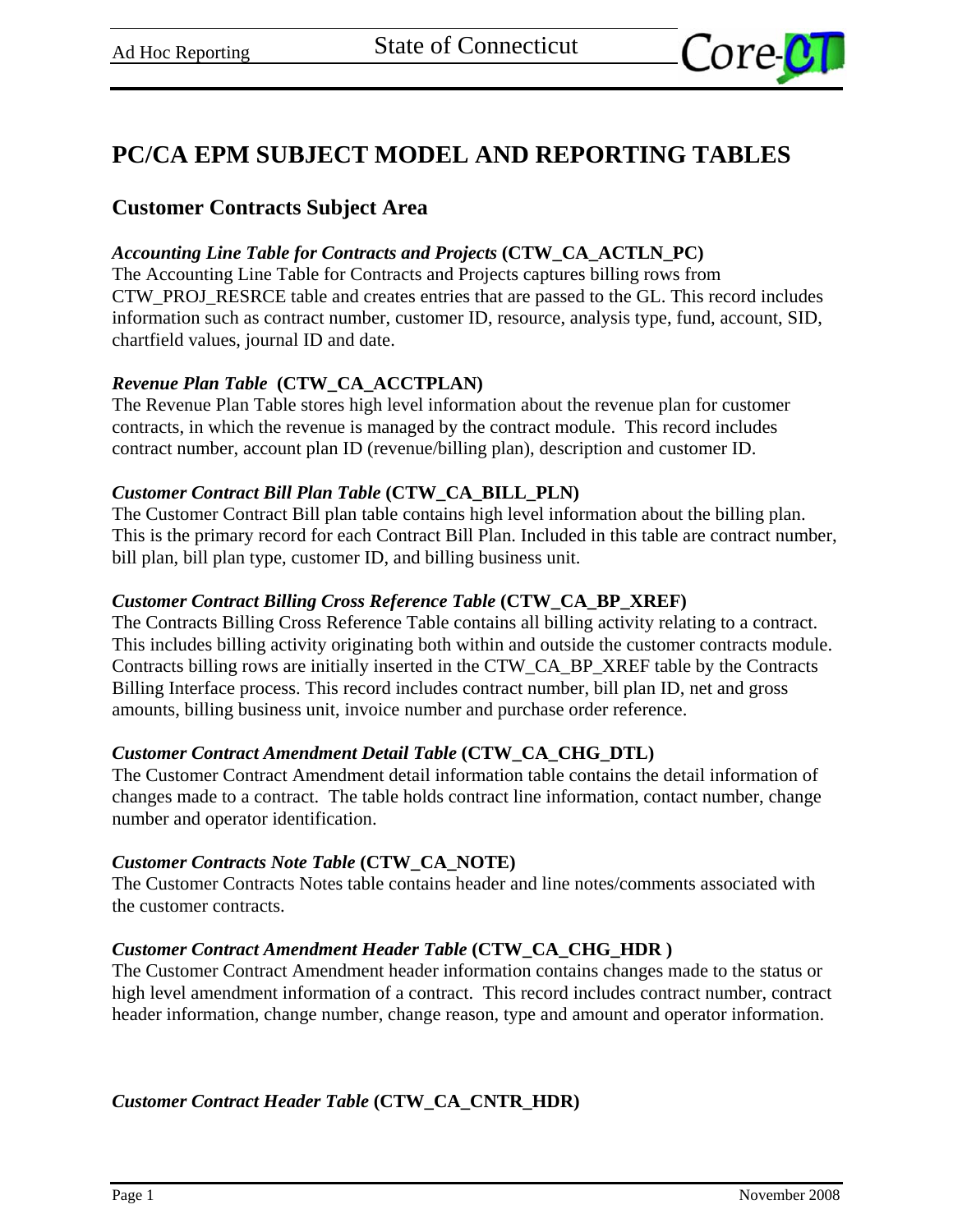# PC/CA EPM SUBJECT MODEL AND REPORTING TABLES

## Customer Contracts Subject Area

***Accounting Line Table for Contracts and Projects* (CTW_CA_ACTLN_PC)**
The Accounting Line Table for Contracts and Projects captures billing rows from CTW_PROJ_RESRCE table and creates entries that are passed to the GL. This record includes information such as contract number, customer ID, resource, analysis type, fund, account, SID, chartfield values, journal ID and date.

***Revenue Plan Table* (CTW_CA_ACCTPLAN)**
The Revenue Plan Table stores high level information about the revenue plan for customer contracts, in which the revenue is managed by the contract module. This record includes contract number, account plan ID (revenue/billing plan), description and customer ID.

***Customer Contract Bill Plan Table* (CTW_CA_BILL_PLN)**
The Customer Contract Bill plan table contains high level information about the billing plan. This is the primary record for each Contract Bill Plan. Included in this table are contract number, bill plan, bill plan type, customer ID, and billing business unit.

***Customer Contract Billing Cross Reference Table* (CTW_CA_BP_XREF)**
The Contracts Billing Cross Reference Table contains all billing activity relating to a contract. This includes billing activity originating both within and outside the customer contracts module. Contracts billing rows are initially inserted in the CTW_CA_BP_XREF table by the Contracts Billing Interface process. This record includes contract number, bill plan ID, net and gross amounts, billing business unit, invoice number and purchase order reference.

***Customer Contract Amendment Detail Table* (CTW_CA_CHG_DTL)**
The Customer Contract Amendment detail information table contains the detail information of changes made to a contract. The table holds contract line information, contact number, change number and operator identification.

***Customer Contracts Note Table* (CTW_CA_NOTE)**
The Customer Contracts Notes table contains header and line notes/comments associated with the customer contracts.

***Customer Contract Amendment Header Table* (CTW_CA_CHG_HDR )**
The Customer Contract Amendment header information contains changes made to the status or high level amendment information of a contract. This record includes contract number, contract header information, change number, change reason, type and amount and operator information.

***Customer Contract Header Table* (CTW_CA_CNTR_HDR)**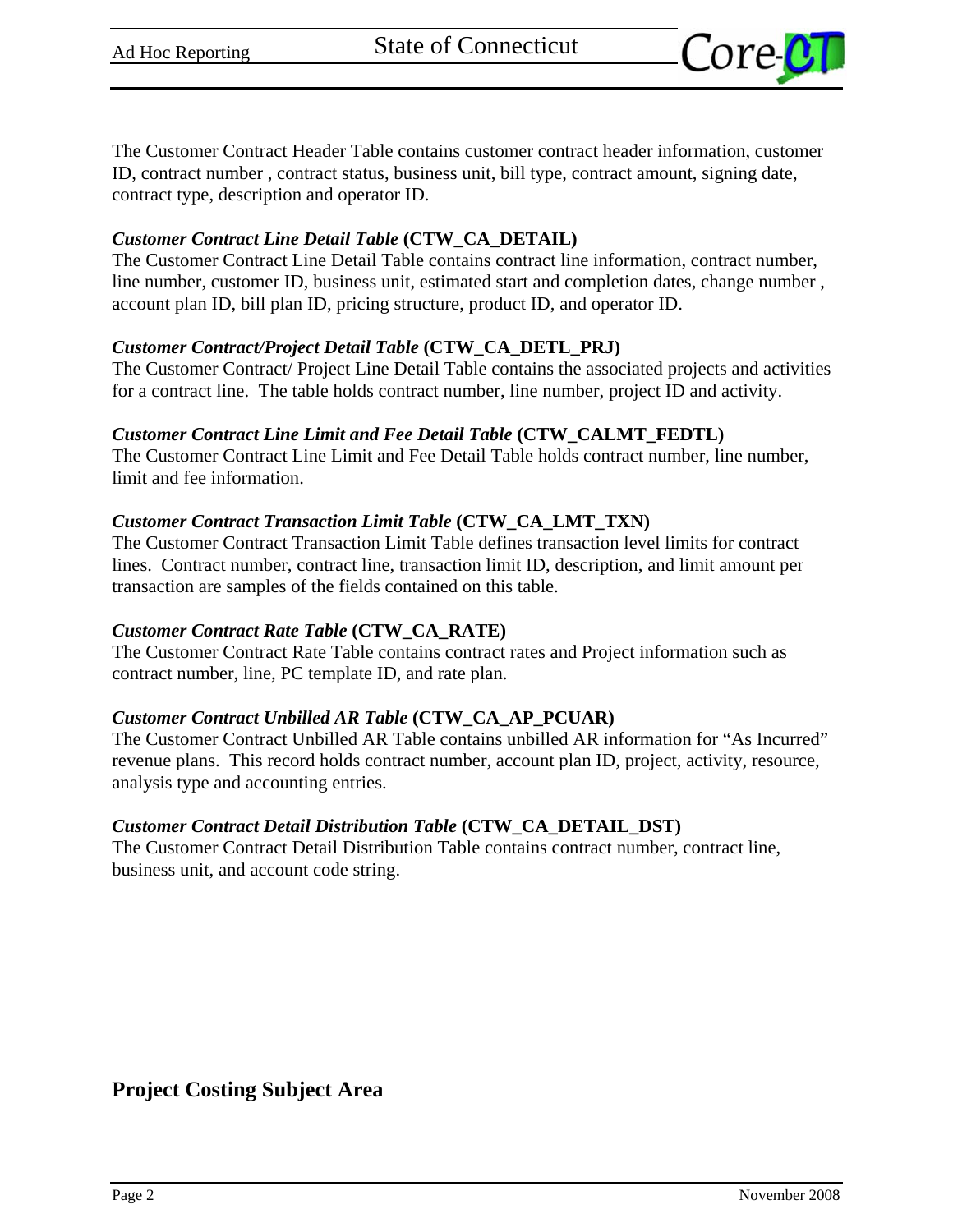The Customer Contract Header Table contains customer contract header information, customer ID, contract number , contract status, business unit, bill type, contract amount, signing date, contract type, description and operator ID.

***Customer Contract Line Detail Table*** **(CTW_CA_DETAIL)**
The Customer Contract Line Detail Table contains contract line information, contract number, line number, customer ID, business unit, estimated start and completion dates, change number , account plan ID, bill plan ID, pricing structure, product ID, and operator ID.

***Customer Contract/Project Detail Table*** **(CTW_CA_DETL_PRJ)**
The Customer Contract/ Project Line Detail Table contains the associated projects and activities for a contract line. The table holds contract number, line number, project ID and activity.

***Customer Contract Line Limit and Fee Detail Table*** **(CTW_CALMT_FEDTL)**
The Customer Contract Line Limit and Fee Detail Table holds contract number, line number, limit and fee information.

***Customer Contract Transaction Limit Table*** **(CTW_CA_LMT_TXN)**
The Customer Contract Transaction Limit Table defines transaction level limits for contract lines. Contract number, contract line, transaction limit ID, description, and limit amount per transaction are samples of the fields contained on this table.

***Customer Contract Rate Table*** **(CTW_CA_RATE)**
The Customer Contract Rate Table contains contract rates and Project information such as contract number, line, PC template ID, and rate plan.

***Customer Contract Unbilled AR Table*** **(CTW_CA_AP_PCUAR)**
The Customer Contract Unbilled AR Table contains unbilled AR information for "As Incurred" revenue plans. This record holds contract number, account plan ID, project, activity, resource, analysis type and accounting entries.

***Customer Contract Detail Distribution Table*** **(CTW_CA_DETAIL_DST)**
The Customer Contract Detail Distribution Table contains contract number, contract line, business unit, and account code string.

## Project Costing Subject Area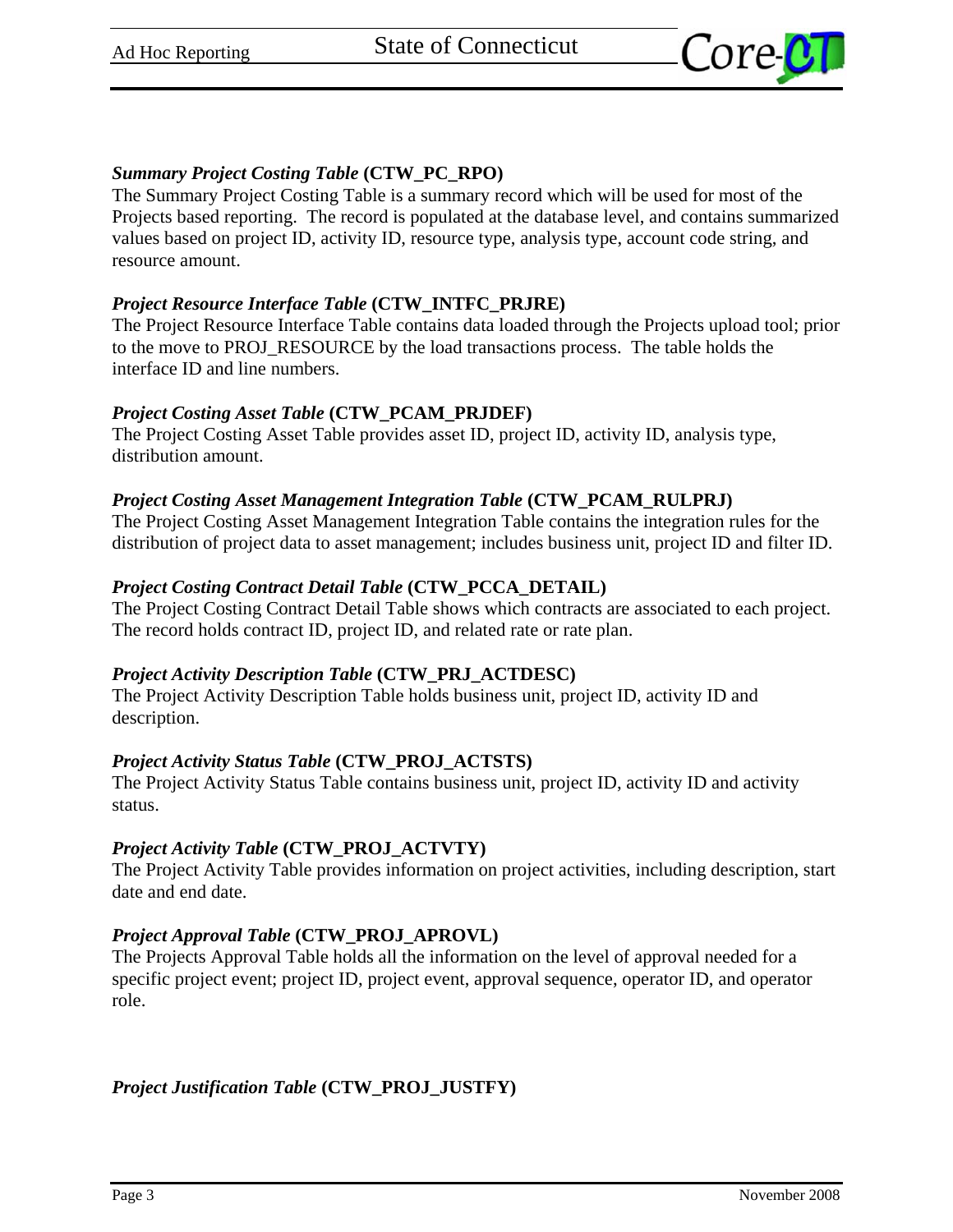***Summary Project Costing Table* (CTW_PC_RPO)**

The Summary Project Costing Table is a summary record which will be used for most of the Projects based reporting. The record is populated at the database level, and contains summarized values based on project ID, activity ID, resource type, analysis type, account code string, and resource amount.

***Project Resource Interface Table* (CTW_INTFC_PRJRE)**

The Project Resource Interface Table contains data loaded through the Projects upload tool; prior to the move to PROJ_RESOURCE by the load transactions process. The table holds the interface ID and line numbers.

***Project Costing Asset Table* (CTW_PCAM_PRJDEF)**

The Project Costing Asset Table provides asset ID, project ID, activity ID, analysis type, distribution amount.

***Project Costing Asset Management Integration Table* (CTW_PCAM_RULPRJ)**

The Project Costing Asset Management Integration Table contains the integration rules for the distribution of project data to asset management; includes business unit, project ID and filter ID.

***Project Costing Contract Detail Table* (CTW_PCCA_DETAIL)**

The Project Costing Contract Detail Table shows which contracts are associated to each project. The record holds contract ID, project ID, and related rate or rate plan.

***Project Activity Description Table* (CTW_PRJ_ACTDESC)**

The Project Activity Description Table holds business unit, project ID, activity ID and description.

***Project Activity Status Table* (CTW_PROJ_ACTSTS)**

The Project Activity Status Table contains business unit, project ID, activity ID and activity status.

***Project Activity Table* (CTW_PROJ_ACTVTY)**

The Project Activity Table provides information on project activities, including description, start date and end date.

***Project Approval Table* (CTW_PROJ_APROVL)**

The Projects Approval Table holds all the information on the level of approval needed for a specific project event; project ID, project event, approval sequence, operator ID, and operator role.

***Project Justification Table* (CTW_PROJ_JUSTFY)**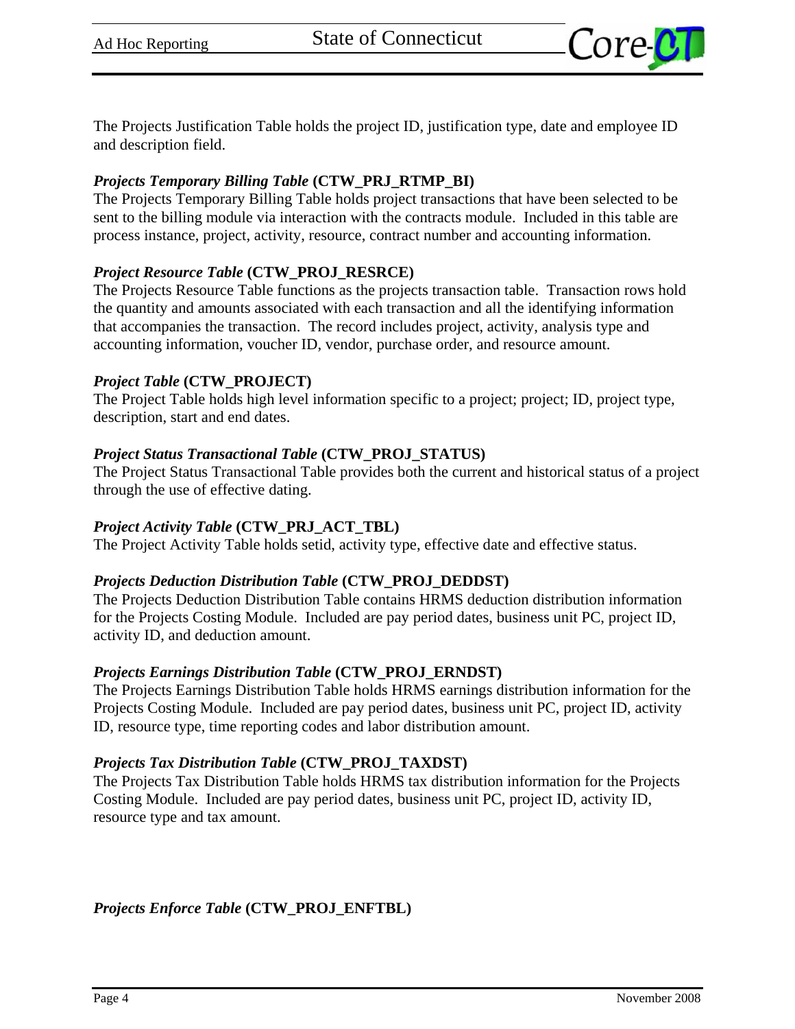The Projects Justification Table holds the project ID, justification type, date and employee ID and description field.

***Projects Temporary Billing Table*** **(CTW_PRJ_RTMP_BI)**
The Projects Temporary Billing Table holds project transactions that have been selected to be sent to the billing module via interaction with the contracts module. Included in this table are process instance, project, activity, resource, contract number and accounting information.

***Project Resource Table*** **(CTW_PROJ_RESRCE)**
The Projects Resource Table functions as the projects transaction table. Transaction rows hold the quantity and amounts associated with each transaction and all the identifying information that accompanies the transaction. The record includes project, activity, analysis type and accounting information, voucher ID, vendor, purchase order, and resource amount.

***Project Table*** **(CTW_PROJECT)**
The Project Table holds high level information specific to a project; project; ID, project type, description, start and end dates.

***Project Status Transactional Table*** **(CTW_PROJ_STATUS)**
The Project Status Transactional Table provides both the current and historical status of a project through the use of effective dating.

***Project Activity Table*** **(CTW_PRJ_ACT_TBL)**
The Project Activity Table holds setid, activity type, effective date and effective status.

***Projects Deduction Distribution Table*** **(CTW_PROJ_DEDDST)**
The Projects Deduction Distribution Table contains HRMS deduction distribution information for the Projects Costing Module. Included are pay period dates, business unit PC, project ID, activity ID, and deduction amount.

***Projects Earnings Distribution Table*** **(CTW_PROJ_ERNDST)**
The Projects Earnings Distribution Table holds HRMS earnings distribution information for the Projects Costing Module. Included are pay period dates, business unit PC, project ID, activity ID, resource type, time reporting codes and labor distribution amount.

***Projects Tax Distribution Table*** **(CTW_PROJ_TAXDST)**
The Projects Tax Distribution Table holds HRMS tax distribution information for the Projects Costing Module. Included are pay period dates, business unit PC, project ID, activity ID, resource type and tax amount.

***Projects Enforce Table*** **(CTW_PROJ_ENFTBL)**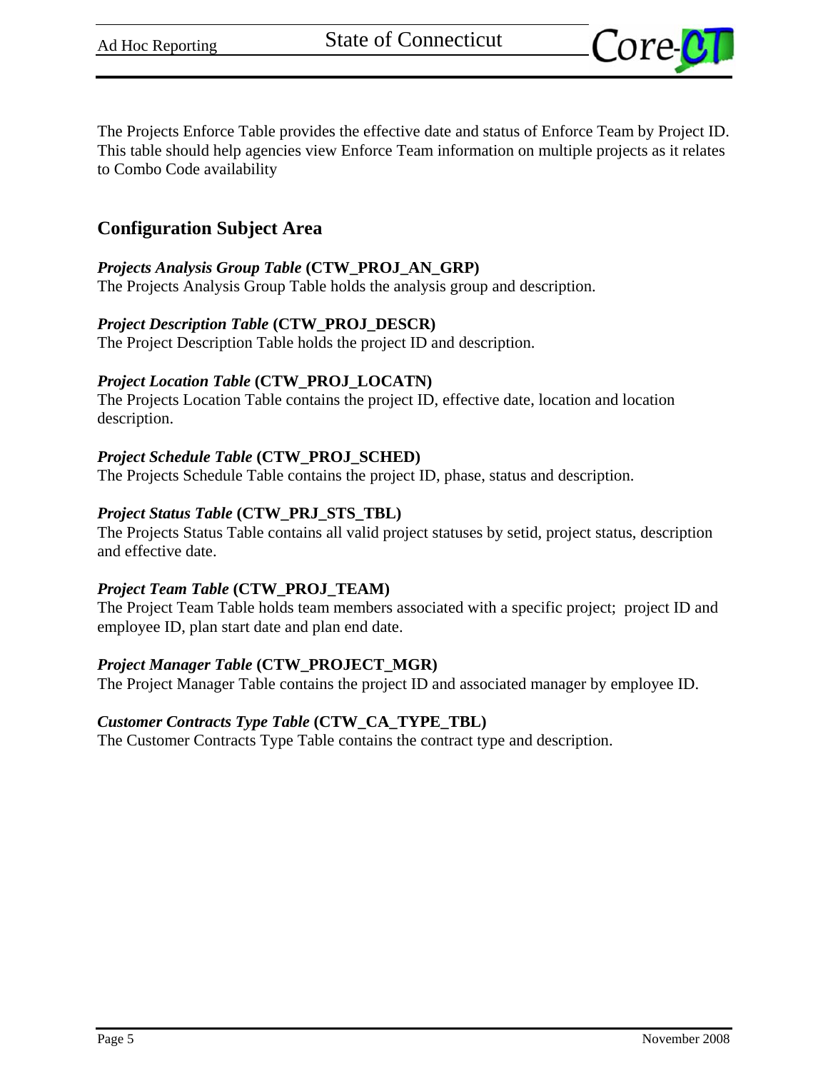The Projects Enforce Table provides the effective date and status of Enforce Team by Project ID. This table should help agencies view Enforce Team information on multiple projects as it relates to Combo Code availability

## Configuration Subject Area

***Projects Analysis Group Table* (CTW_PROJ_AN_GRP)**
The Projects Analysis Group Table holds the analysis group and description.

***Project Description Table* (CTW_PROJ_DESCR)**
The Project Description Table holds the project ID and description.

***Project Location Table* (CTW_PROJ_LOCATN)**
The Projects Location Table contains the project ID, effective date, location and location description.

***Project Schedule Table* (CTW_PROJ_SCHED)**
The Projects Schedule Table contains the project ID, phase, status and description.

***Project Status Table* (CTW_PRJ_STS_TBL)**
The Projects Status Table contains all valid project statuses by setid, project status, description and effective date.

***Project Team Table* (CTW_PROJ_TEAM)**
The Project Team Table holds team members associated with a specific project; project ID and employee ID, plan start date and plan end date.

***Project Manager Table* (CTW_PROJECT_MGR)**
The Project Manager Table contains the project ID and associated manager by employee ID.

***Customer Contracts Type Table* (CTW_CA_TYPE_TBL)**
The Customer Contracts Type Table contains the contract type and description.